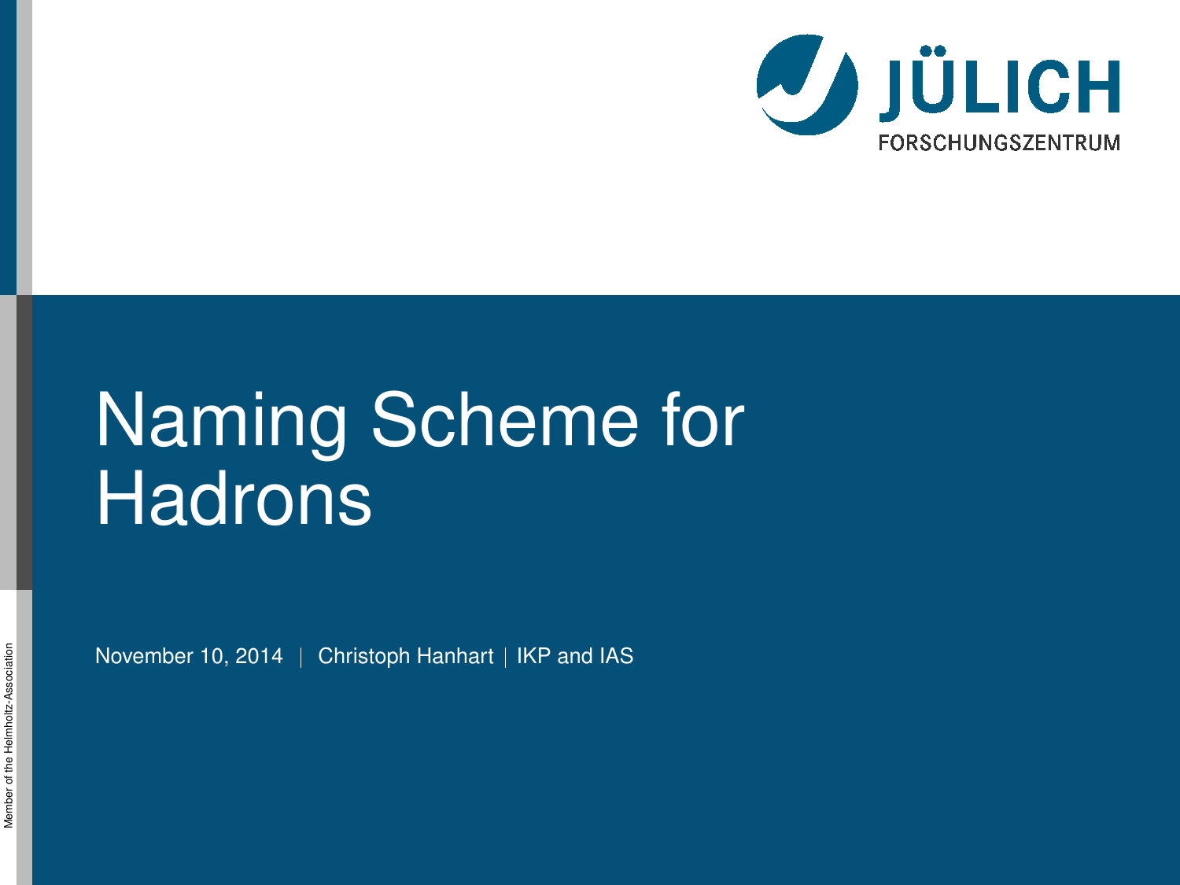# Naming Scheme for Hadrons

November 10, 2014 | Christoph Hanhart | IKP and IAS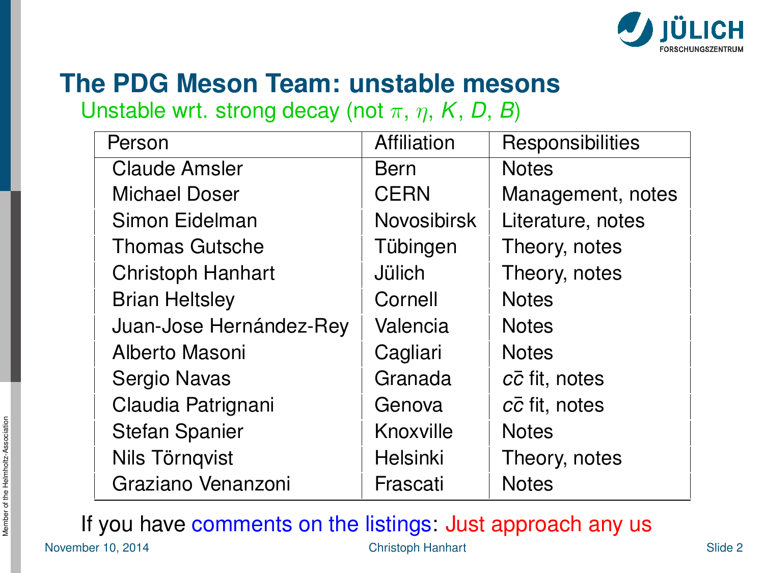# The PDG Meson Team: unstable mesons

Unstable wrt. strong decay (not $\pi$, $\eta$, $K$, $D$, $B$)

| Person | Affiliation | Responsibilities |
|---|---|---|
| Claude Amsler | Bern | Notes |
| Michael Doser | CERN | Management, notes |
| Simon Eidelman | Novosibirsk | Literature, notes |
| Thomas Gutsche | Tübingen | Theory, notes |
| Christoph Hanhart | Jülich | Theory, notes |
| Brian Heltsley | Cornell | Notes |
| Juan-Jose Hernández-Rey | Valencia | Notes |
| Alberto Masoni | Cagliari | Notes |
| Sergio Navas | Granada | $c\bar{c}$ fit, notes |
| Claudia Patrignani | Genova | $c\bar{c}$ fit, notes |
| Stefan Spanier | Knoxville | Notes |
| Nils Törnqvist | Helsinki | Theory, notes |
| Graziano Venanzoni | Frascati | Notes |

If you have comments on the listings: Just approach any us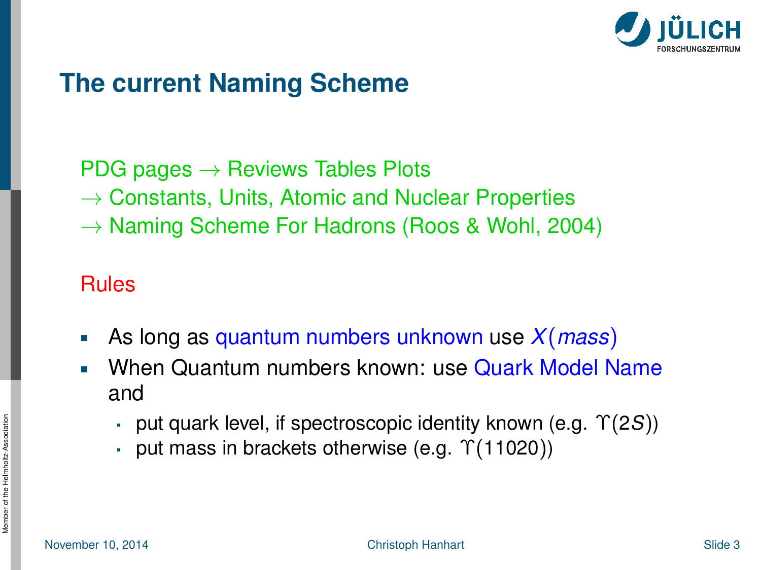# The current Naming Scheme

PDG pages $\rightarrow$ Reviews Tables Plots
$\rightarrow$ Constants, Units, Atomic and Nuclear Properties
$\rightarrow$ Naming Scheme For Hadrons (Roos & Wohl, 2004)

Rules

- As long as quantum numbers unknown use $X(mass)$
- When Quantum numbers known: use Quark Model Name and
  - put quark level, if spectroscopic identity known (e.g. $\Upsilon(2S)$)
  - put mass in brackets otherwise (e.g. $\Upsilon(11020)$)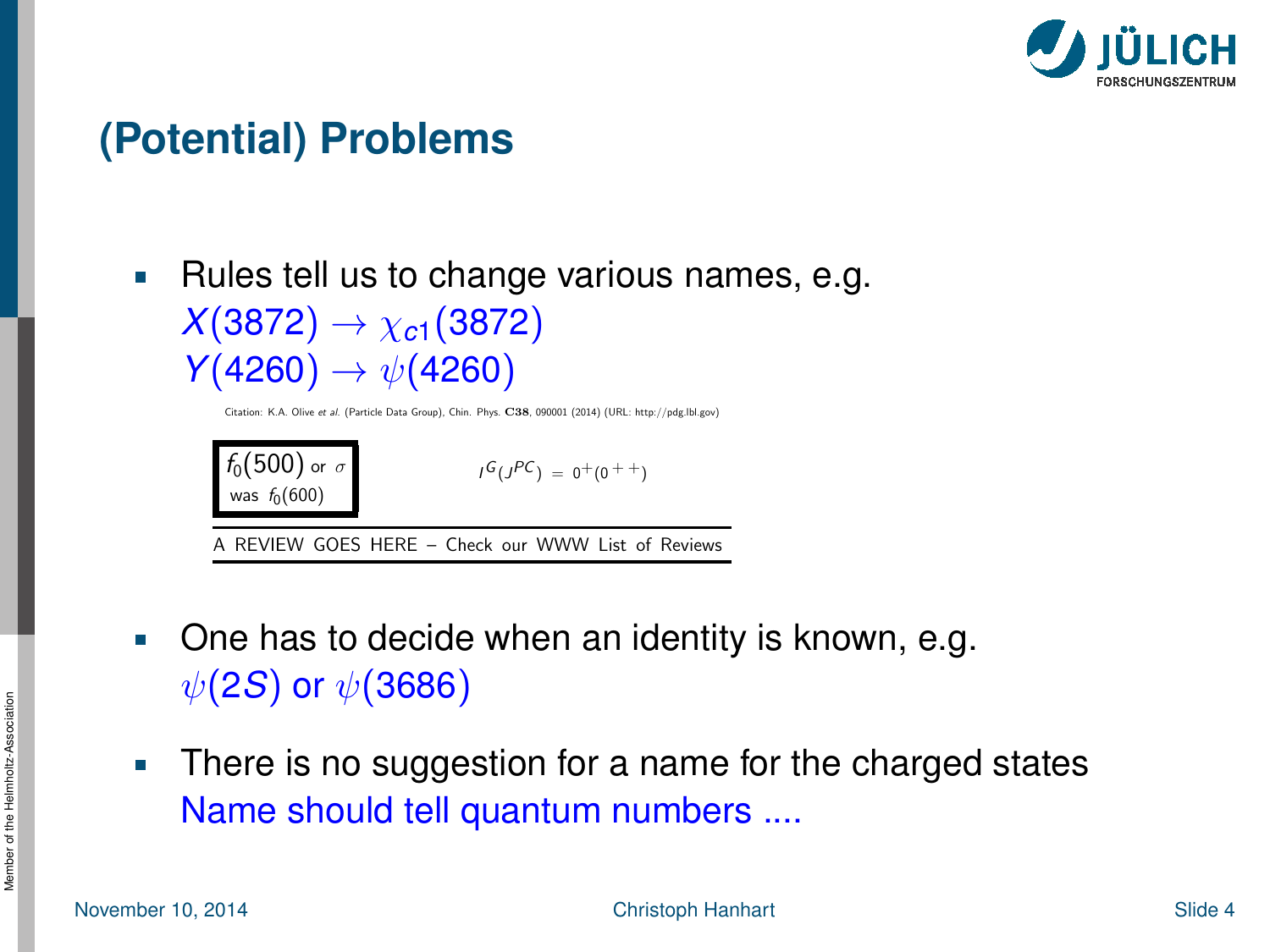# (Potential) Problems

- Rules tell us to change various names, e.g.
  $X(3872) \to \chi_{c1}(3872)$
  $Y(4260) \to \psi(4260)$

Citation: K.A. Olive *et al.* (Particle Data Group), Chin. Phys. **C38**, 090001 (2014) (URL: http://pdg.lbl.gov)

$f_0(500)$ or $\sigma$
was $f_0(600)$

$I^G(J^{PC}) = 0^+(0^{++})$

A REVIEW GOES HERE – Check our WWW List of Reviews

- One has to decide when an identity is known, e.g.
  $\psi(2S)$ or $\psi(3686)$

- There is no suggestion for a name for the charged states
  Name should tell quantum numbers ....